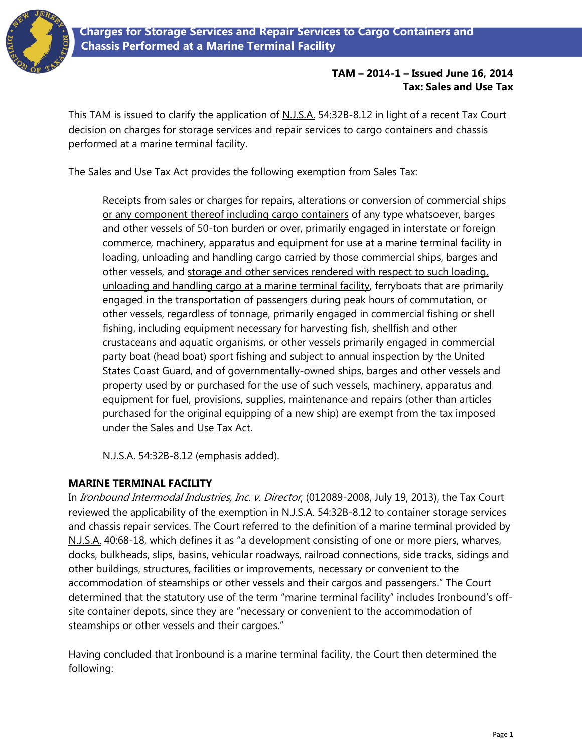# Charges for Storage Services and Repair Services to Cargo Containers and Chassis Performed at a Marine Terminal Facility

**TAM – 2014-1 – Issued June 16, 2014**
**Tax: Sales and Use Tax**

This TAM is issued to clarify the application of N.J.S.A. 54:32B-8.12 in light of a recent Tax Court decision on charges for storage services and repair services to cargo containers and chassis performed at a marine terminal facility.

The Sales and Use Tax Act provides the following exemption from Sales Tax:

> Receipts from sales or charges for repairs, alterations or conversion of commercial ships or any component thereof including cargo containers of any type whatsoever, barges and other vessels of 50-ton burden or over, primarily engaged in interstate or foreign commerce, machinery, apparatus and equipment for use at a marine terminal facility in loading, unloading and handling cargo carried by those commercial ships, barges and other vessels, and storage and other services rendered with respect to such loading, unloading and handling cargo at a marine terminal facility, ferryboats that are primarily engaged in the transportation of passengers during peak hours of commutation, or other vessels, regardless of tonnage, primarily engaged in commercial fishing or shell fishing, including equipment necessary for harvesting fish, shellfish and other crustaceans and aquatic organisms, or other vessels primarily engaged in commercial party boat (head boat) sport fishing and subject to annual inspection by the United States Coast Guard, and of governmentally-owned ships, barges and other vessels and property used by or purchased for the use of such vessels, machinery, apparatus and equipment for fuel, provisions, supplies, maintenance and repairs (other than articles purchased for the original equipping of a new ship) are exempt from the tax imposed under the Sales and Use Tax Act.
>
> N.J.S.A. 54:32B-8.12 (emphasis added).

## MARINE TERMINAL FACILITY

In *Ironbound Intermodal Industries, Inc. v. Director*, (012089-2008, July 19, 2013), the Tax Court reviewed the applicability of the exemption in N.J.S.A. 54:32B-8.12 to container storage services and chassis repair services. The Court referred to the definition of a marine terminal provided by N.J.S.A. 40:68-18, which defines it as "a development consisting of one or more piers, wharves, docks, bulkheads, slips, basins, vehicular roadways, railroad connections, side tracks, sidings and other buildings, structures, facilities or improvements, necessary or convenient to the accommodation of steamships or other vessels and their cargos and passengers." The Court determined that the statutory use of the term "marine terminal facility" includes Ironbound's off-site container depots, since they are "necessary or convenient to the accommodation of steamships or other vessels and their cargoes."

Having concluded that Ironbound is a marine terminal facility, the Court then determined the following: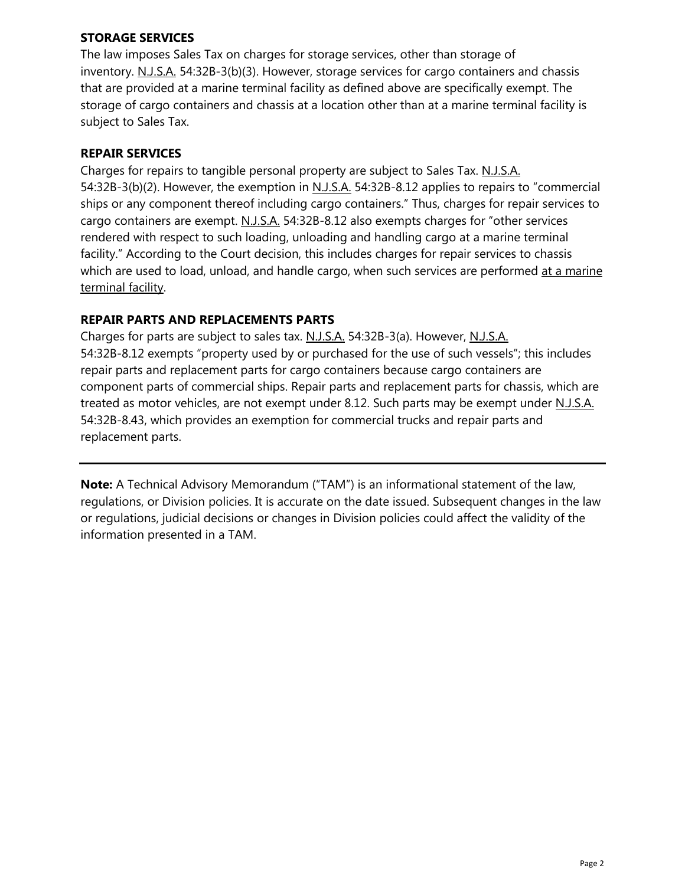### STORAGE SERVICES

The law imposes Sales Tax on charges for storage services, other than storage of inventory. N.J.S.A. 54:32B-3(b)(3). However, storage services for cargo containers and chassis that are provided at a marine terminal facility as defined above are specifically exempt. The storage of cargo containers and chassis at a location other than at a marine terminal facility is subject to Sales Tax.

### REPAIR SERVICES

Charges for repairs to tangible personal property are subject to Sales Tax. N.J.S.A. 54:32B-3(b)(2). However, the exemption in N.J.S.A. 54:32B-8.12 applies to repairs to "commercial ships or any component thereof including cargo containers." Thus, charges for repair services to cargo containers are exempt. N.J.S.A. 54:32B-8.12 also exempts charges for "other services rendered with respect to such loading, unloading and handling cargo at a marine terminal facility." According to the Court decision, this includes charges for repair services to chassis which are used to load, unload, and handle cargo, when such services are performed at a marine terminal facility.

### REPAIR PARTS AND REPLACEMENTS PARTS

Charges for parts are subject to sales tax. N.J.S.A. 54:32B-3(a). However, N.J.S.A. 54:32B-8.12 exempts "property used by or purchased for the use of such vessels"; this includes repair parts and replacement parts for cargo containers because cargo containers are component parts of commercial ships. Repair parts and replacement parts for chassis, which are treated as motor vehicles, are not exempt under 8.12. Such parts may be exempt under N.J.S.A. 54:32B-8.43, which provides an exemption for commercial trucks and repair parts and replacement parts.

---

**Note:** A Technical Advisory Memorandum ("TAM") is an informational statement of the law, regulations, or Division policies. It is accurate on the date issued. Subsequent changes in the law or regulations, judicial decisions or changes in Division policies could affect the validity of the information presented in a TAM.